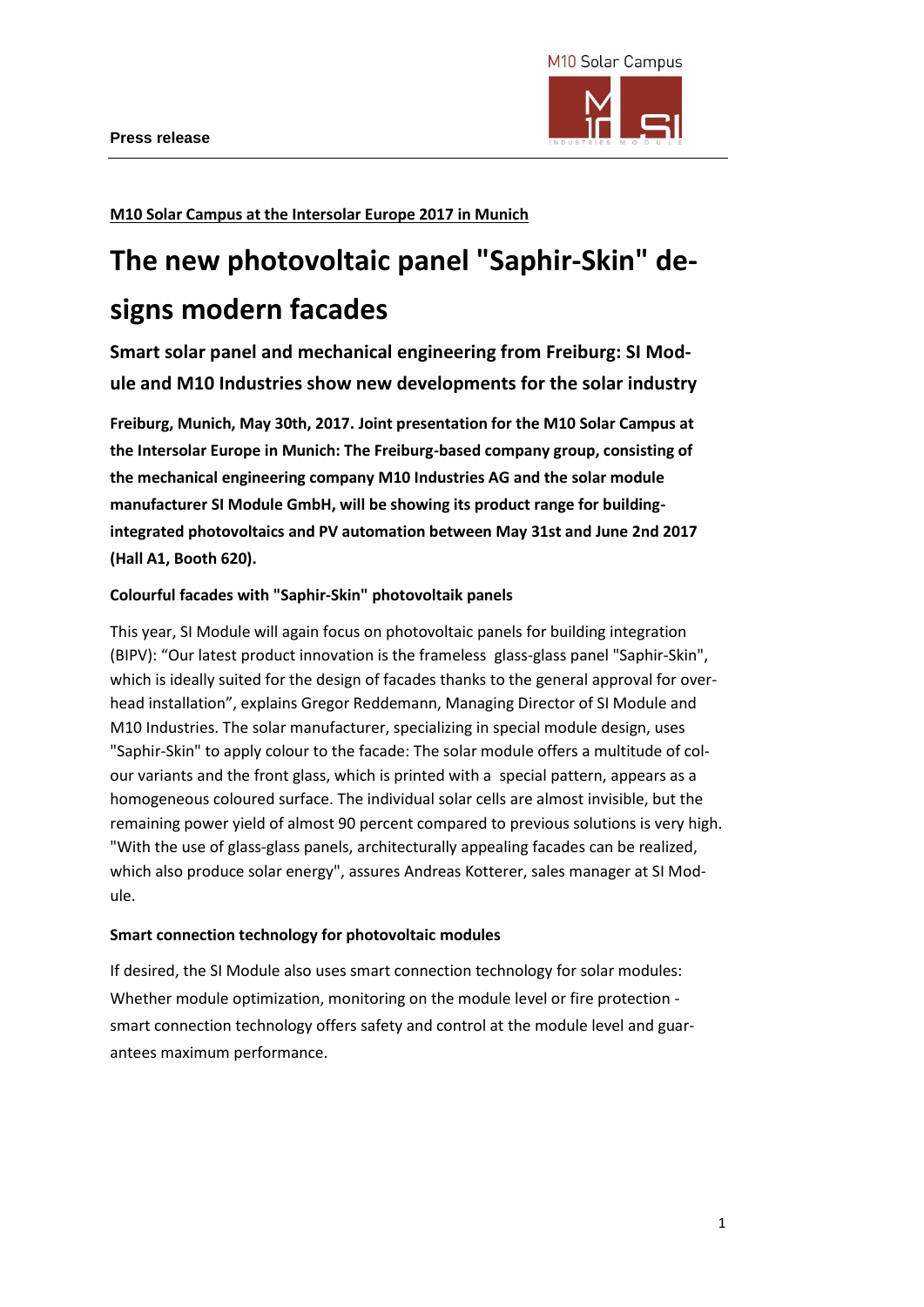**Press release**

**M10 Solar Campus at the Intersolar Europe 2017 in Munich**

# The new photovoltaic panel "Saphir-Skin" designs modern facades

## Smart solar panel and mechanical engineering from Freiburg: SI Module and M10 Industries show new developments for the solar industry

**Freiburg, Munich, May 30th, 2017. Joint presentation for the M10 Solar Campus at the Intersolar Europe in Munich: The Freiburg-based company group, consisting of the mechanical engineering company M10 Industries AG and the solar module manufacturer SI Module GmbH, will be showing its product range for building-integrated photovoltaics and PV automation between May 31st and June 2nd 2017 (Hall A1, Booth 620).**

### Colourful facades with "Saphir-Skin" photovoltaik panels

This year, SI Module will again focus on photovoltaic panels for building integration (BIPV): "Our latest product innovation is the frameless glass-glass panel "Saphir-Skin", which is ideally suited for the design of facades thanks to the general approval for overhead installation", explains Gregor Reddemann, Managing Director of SI Module and M10 Industries. The solar manufacturer, specializing in special module design, uses "Saphir-Skin" to apply colour to the facade: The solar module offers a multitude of colour variants and the front glass, which is printed with a special pattern, appears as a homogeneous coloured surface. The individual solar cells are almost invisible, but the remaining power yield of almost 90 percent compared to previous solutions is very high. "With the use of glass-glass panels, architecturally appealing facades can be realized, which also produce solar energy", assures Andreas Kotterer, sales manager at SI Module.

### Smart connection technology for photovoltaic modules

If desired, the SI Module also uses smart connection technology for solar modules: Whether module optimization, monitoring on the module level or fire protection - smart connection technology offers safety and control at the module level and guarantees maximum performance.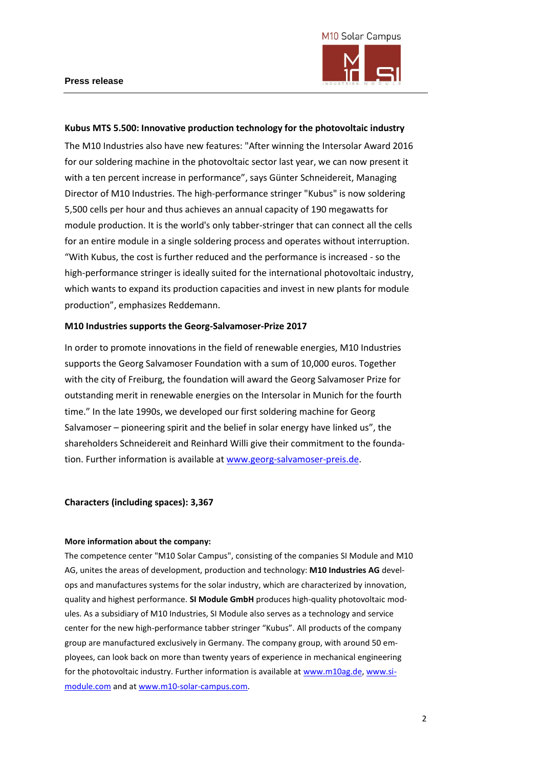**Kubus MTS 5.500: Innovative production technology for the photovoltaic industry**

The M10 Industries also have new features: "After winning the Intersolar Award 2016 for our soldering machine in the photovoltaic sector last year, we can now present it with a ten percent increase in performance", says Günter Schneidereit, Managing Director of M10 Industries. The high-performance stringer "Kubus" is now soldering 5,500 cells per hour and thus achieves an annual capacity of 190 megawatts for module production. It is the world's only tabber-stringer that can connect all the cells for an entire module in a single soldering process and operates without interruption. "With Kubus, the cost is further reduced and the performance is increased - so the high-performance stringer is ideally suited for the international photovoltaic industry, which wants to expand its production capacities and invest in new plants for module production", emphasizes Reddemann.

**M10 Industries supports the Georg-Salvamoser-Prize 2017**

In order to promote innovations in the field of renewable energies, M10 Industries supports the Georg Salvamoser Foundation with a sum of 10,000 euros. Together with the city of Freiburg, the foundation will award the Georg Salvamoser Prize for outstanding merit in renewable energies on the Intersolar in Munich for the fourth time." In the late 1990s, we developed our first soldering machine for Georg Salvamoser – pioneering spirit and the belief in solar energy have linked us", the shareholders Schneidereit and Reinhard Willi give their commitment to the foundation. Further information is available at www.georg-salvamoser-preis.de.

**Characters (including spaces): 3,367**

**More information about the company:**

The competence center "M10 Solar Campus", consisting of the companies SI Module and M10 AG, unites the areas of development, production and technology: **M10 Industries AG** develops and manufactures systems for the solar industry, which are characterized by innovation, quality and highest performance. **SI Module GmbH** produces high-quality photovoltaic modules. As a subsidiary of M10 Industries, SI Module also serves as a technology and service center for the new high-performance tabber stringer "Kubus". All products of the company group are manufactured exclusively in Germany. The company group, with around 50 employees, can look back on more than twenty years of experience in mechanical engineering for the photovoltaic industry. Further information is available at www.m10ag.de, www.si-module.com and at www.m10-solar-campus.com.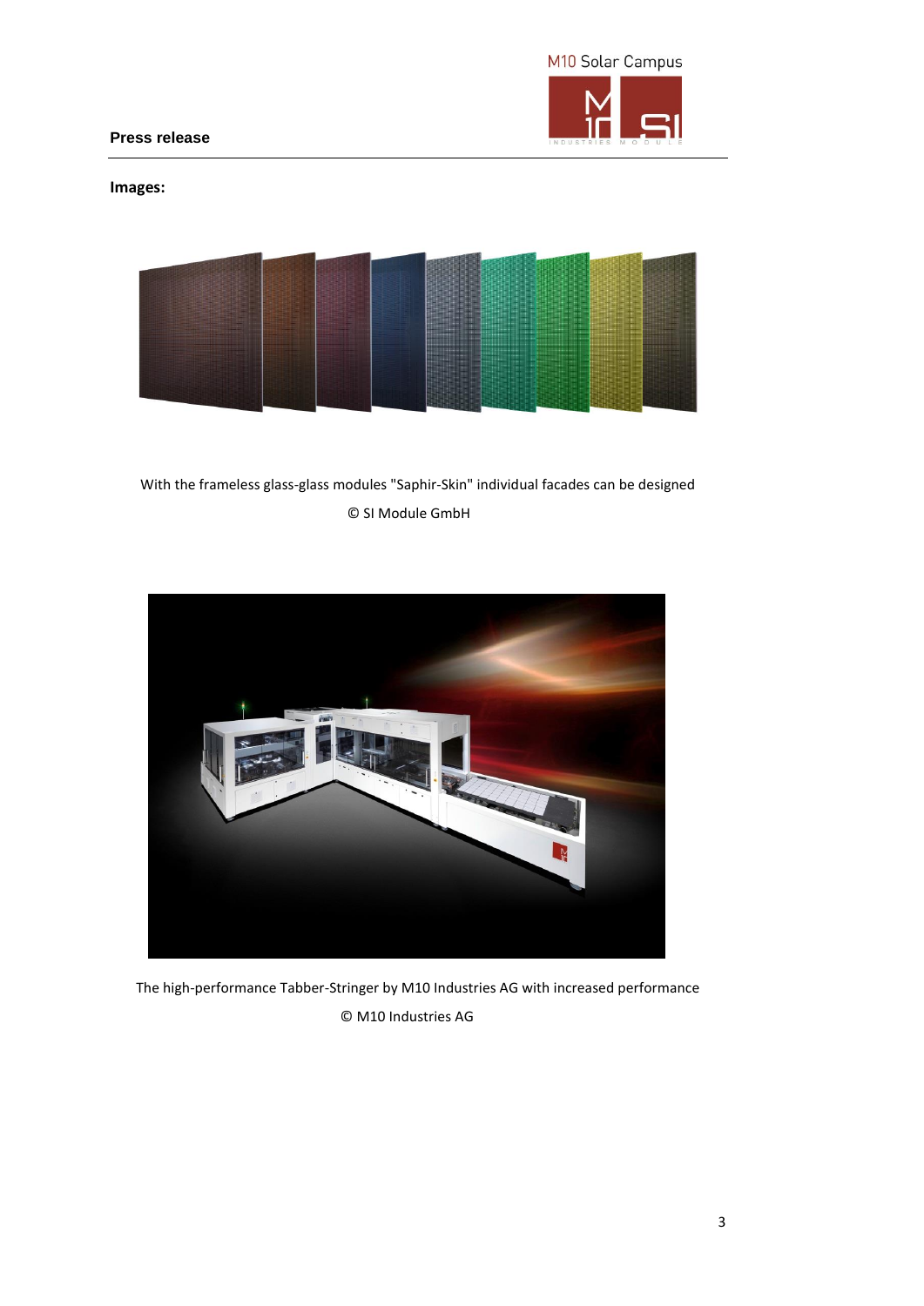**Press release**

**Images:**

With the frameless glass-glass modules "Saphir-Skin" individual facades can be designed

© SI Module GmbH

The high-performance Tabber-Stringer by M10 Industries AG with increased performance

© M10 Industries AG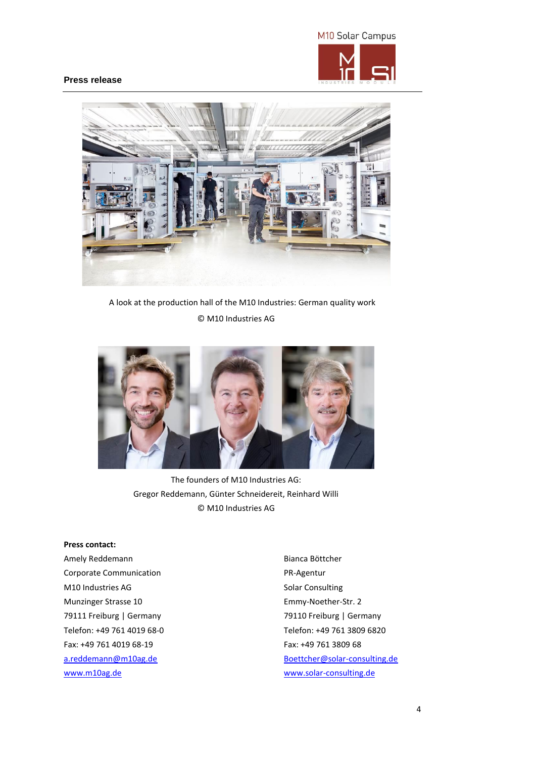**Press release**

A look at the production hall of the M10 Industries: German quality work

© M10 Industries AG

The founders of M10 Industries AG:
Gregor Reddemann, Günter Schneidereit, Reinhard Willi
© M10 Industries AG

**Press contact:**

Amely Reddemann
Corporate Communication
M10 Industries AG
Munzinger Strasse 10
79111 Freiburg | Germany
Telefon: +49 761 4019 68-0
Fax: +49 761 4019 68-19
a.reddemann@m10ag.de
www.m10ag.de

Bianca Böttcher
PR-Agentur
Solar Consulting
Emmy-Noether-Str. 2
79110 Freiburg | Germany
Telefon: +49 761 3809 6820
Fax: +49 761 3809 68
Boettcher@solar-consulting.de
www.solar-consulting.de